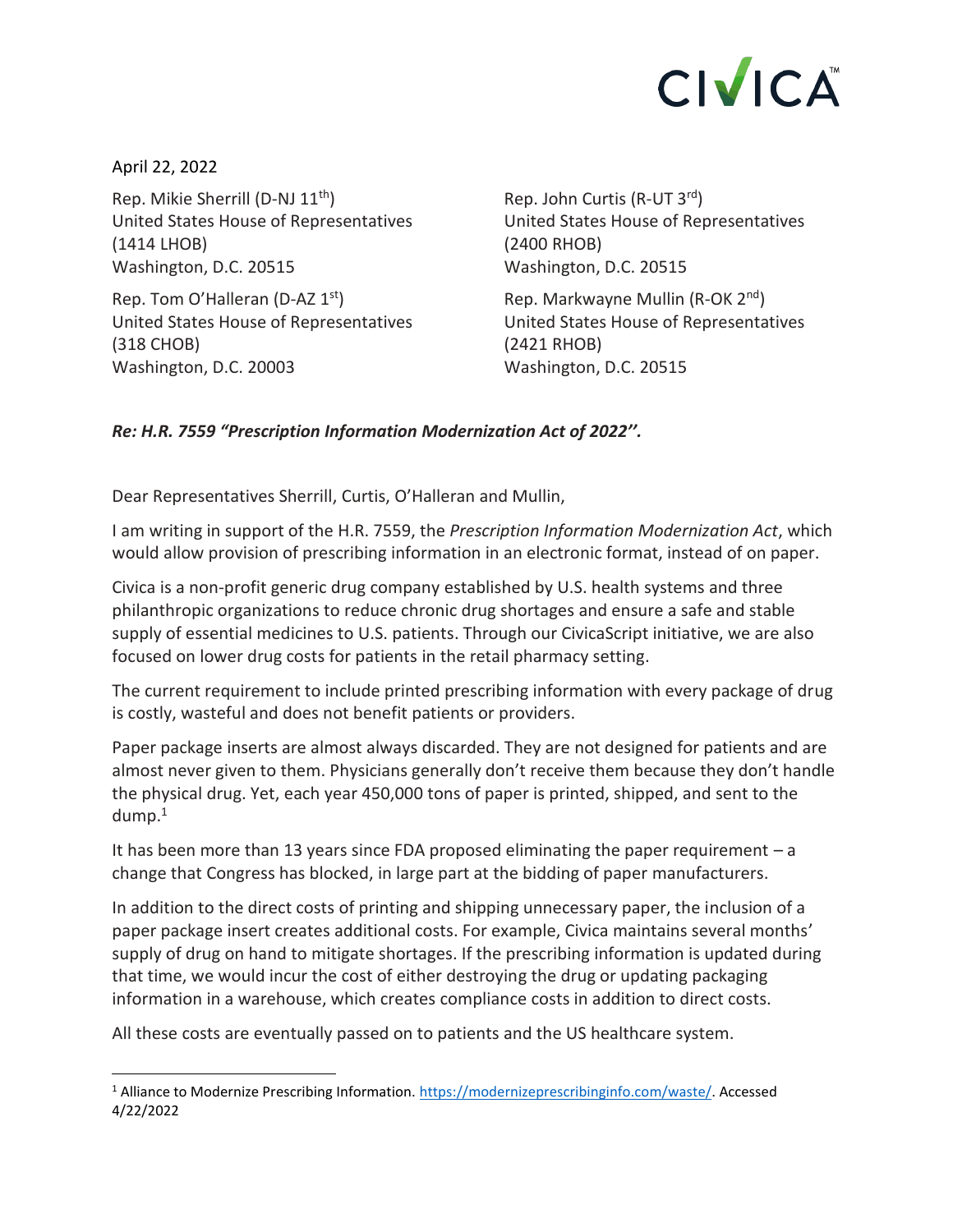CIVICA™

April 22, 2022

Rep. Mikie Sherrill (D-NJ 11th)
United States House of Representatives
(1414 LHOB)
Washington, D.C. 20515

Rep. Tom O'Halleran (D-AZ 1st)
United States House of Representatives
(318 CHOB)
Washington, D.C. 20003

Rep. John Curtis (R-UT 3rd)
United States House of Representatives
(2400 RHOB)
Washington, D.C. 20515

Rep. Markwayne Mullin (R-OK 2nd)
United States House of Representatives
(2421 RHOB)
Washington, D.C. 20515

***Re: H.R. 7559 "Prescription Information Modernization Act of 2022".***

Dear Representatives Sherrill, Curtis, O'Halleran and Mullin,

I am writing in support of the H.R. 7559, the *Prescription Information Modernization Act*, which would allow provision of prescribing information in an electronic format, instead of on paper.

Civica is a non-profit generic drug company established by U.S. health systems and three philanthropic organizations to reduce chronic drug shortages and ensure a safe and stable supply of essential medicines to U.S. patients. Through our CivicaScript initiative, we are also focused on lower drug costs for patients in the retail pharmacy setting.

The current requirement to include printed prescribing information with every package of drug is costly, wasteful and does not benefit patients or providers.

Paper package inserts are almost always discarded. They are not designed for patients and are almost never given to them. Physicians generally don't receive them because they don't handle the physical drug. Yet, each year 450,000 tons of paper is printed, shipped, and sent to the dump.[1]

It has been more than 13 years since FDA proposed eliminating the paper requirement – a change that Congress has blocked, in large part at the bidding of paper manufacturers.

In addition to the direct costs of printing and shipping unnecessary paper, the inclusion of a paper package insert creates additional costs. For example, Civica maintains several months' supply of drug on hand to mitigate shortages. If the prescribing information is updated during that time, we would incur the cost of either destroying the drug or updating packaging information in a warehouse, which creates compliance costs in addition to direct costs.

All these costs are eventually passed on to patients and the US healthcare system.

---

[1] Alliance to Modernize Prescribing Information. https://modernizeprescribinginfo.com/waste/. Accessed 4/22/2022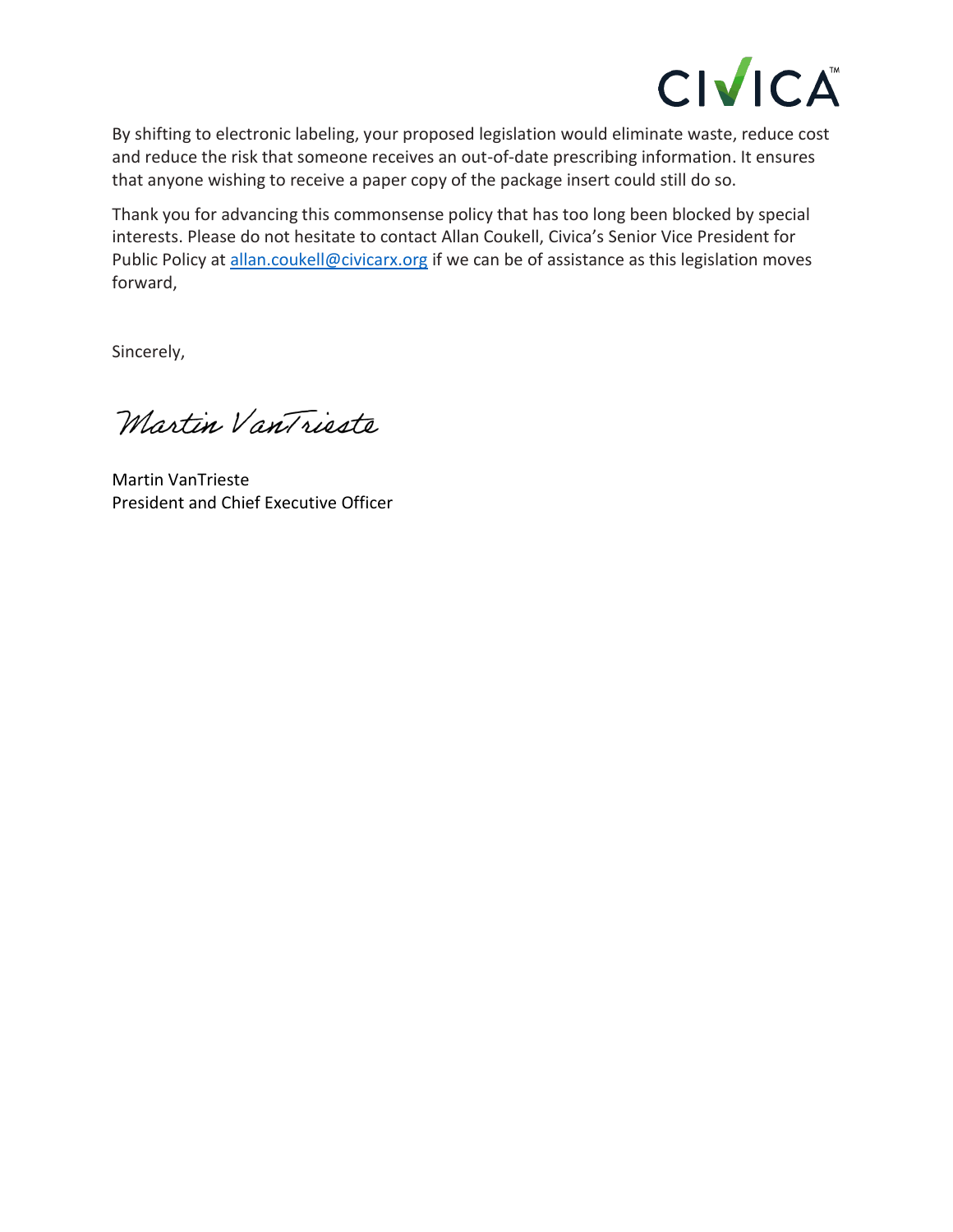By shifting to electronic labeling, your proposed legislation would eliminate waste, reduce cost and reduce the risk that someone receives an out-of-date prescribing information. It ensures that anyone wishing to receive a paper copy of the package insert could still do so.

Thank you for advancing this commonsense policy that has too long been blocked by special interests. Please do not hesitate to contact Allan Coukell, Civica's Senior Vice President for Public Policy at allan.coukell@civicarx.org if we can be of assistance as this legislation moves forward,

Sincerely,

Martin VanTrieste

Martin VanTrieste
President and Chief Executive Officer